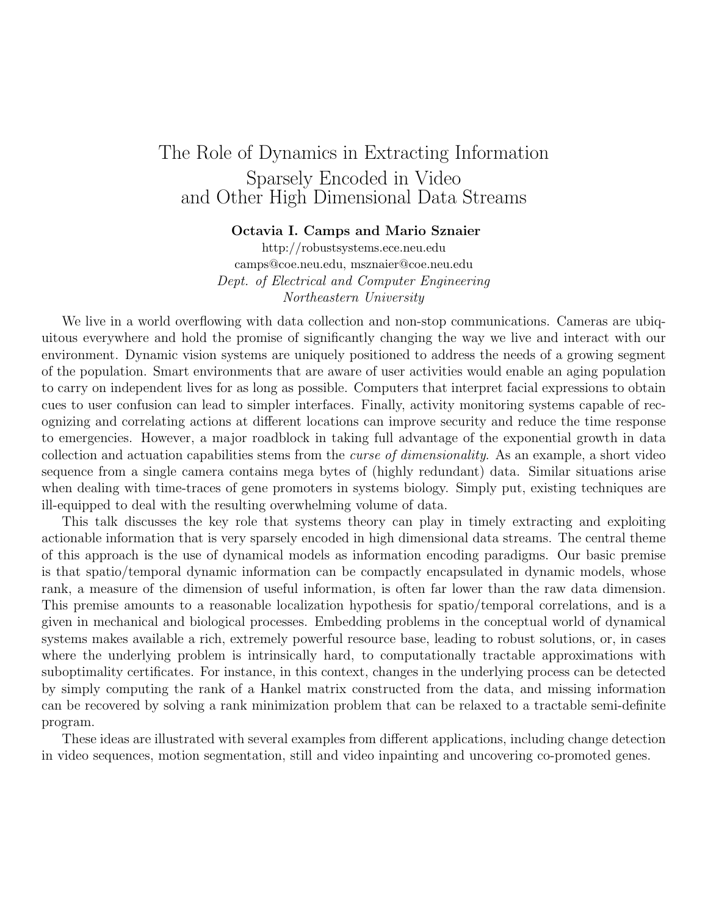# The Role of Dynamics in Extracting Information Sparsely Encoded in Video and Other High Dimensional Data Streams

**Octavia I. Camps and Mario Sznaier**

http://robustsystems.ece.neu.edu
camps@coe.neu.edu, msznaier@coe.neu.edu
*Dept. of Electrical and Computer Engineering*
*Northeastern University*

We live in a world overflowing with data collection and non-stop communications. Cameras are ubiquitous everywhere and hold the promise of significantly changing the way we live and interact with our environment. Dynamic vision systems are uniquely positioned to address the needs of a growing segment of the population. Smart environments that are aware of user activities would enable an aging population to carry on independent lives for as long as possible. Computers that interpret facial expressions to obtain cues to user confusion can lead to simpler interfaces. Finally, activity monitoring systems capable of recognizing and correlating actions at different locations can improve security and reduce the time response to emergencies. However, a major roadblock in taking full advantage of the exponential growth in data collection and actuation capabilities stems from the *curse of dimensionality*. As an example, a short video sequence from a single camera contains mega bytes of (highly redundant) data. Similar situations arise when dealing with time-traces of gene promoters in systems biology. Simply put, existing techniques are ill-equipped to deal with the resulting overwhelming volume of data.

This talk discusses the key role that systems theory can play in timely extracting and exploiting actionable information that is very sparsely encoded in high dimensional data streams. The central theme of this approach is the use of dynamical models as information encoding paradigms. Our basic premise is that spatio/temporal dynamic information can be compactly encapsulated in dynamic models, whose rank, a measure of the dimension of useful information, is often far lower than the raw data dimension. This premise amounts to a reasonable localization hypothesis for spatio/temporal correlations, and is a given in mechanical and biological processes. Embedding problems in the conceptual world of dynamical systems makes available a rich, extremely powerful resource base, leading to robust solutions, or, in cases where the underlying problem is intrinsically hard, to computationally tractable approximations with suboptimality certificates. For instance, in this context, changes in the underlying process can be detected by simply computing the rank of a Hankel matrix constructed from the data, and missing information can be recovered by solving a rank minimization problem that can be relaxed to a tractable semi-definite program.

These ideas are illustrated with several examples from different applications, including change detection in video sequences, motion segmentation, still and video inpainting and uncovering co-promoted genes.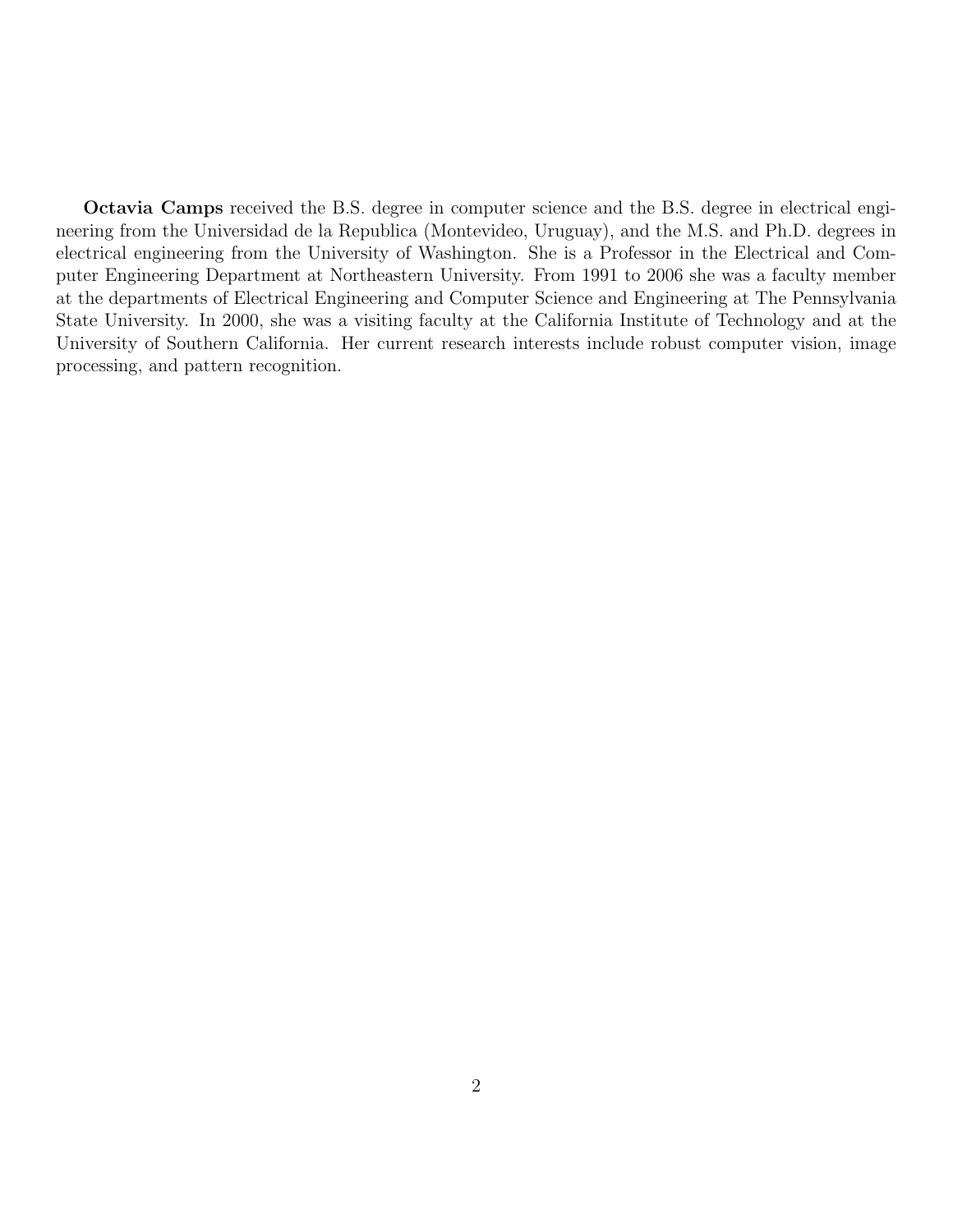**Octavia Camps** received the B.S. degree in computer science and the B.S. degree in electrical engineering from the Universidad de la Republica (Montevideo, Uruguay), and the M.S. and Ph.D. degrees in electrical engineering from the University of Washington. She is a Professor in the Electrical and Computer Engineering Department at Northeastern University. From 1991 to 2006 she was a faculty member at the departments of Electrical Engineering and Computer Science and Engineering at The Pennsylvania State University. In 2000, she was a visiting faculty at the California Institute of Technology and at the University of Southern California. Her current research interests include robust computer vision, image processing, and pattern recognition.